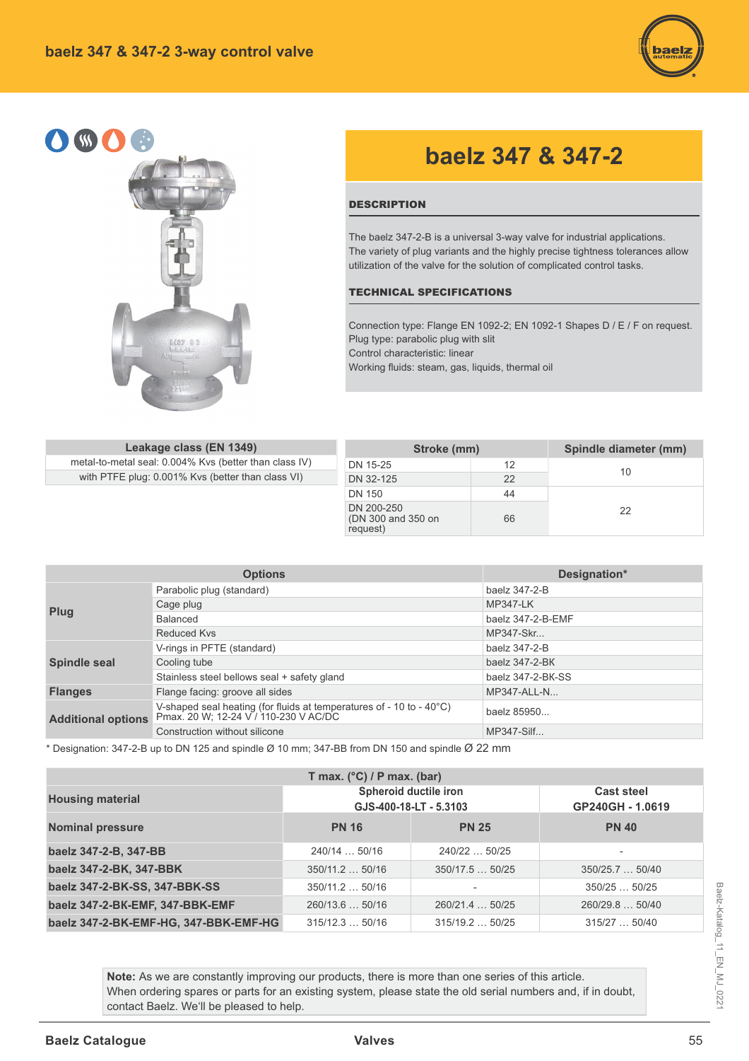# baelz 347 & 347-2 3-way control valve

## baelz 347 & 347-2

### DESCRIPTION

The baelz 347-2-B is a universal 3-way valve for industrial applications.
The variety of plug variants and the highly precise tightness tolerances allow utilization of the valve for the solution of complicated control tasks.

### TECHNICAL SPECIFICATIONS

Connection type: Flange EN 1092-2; EN 1092-1 Shapes D / E / F on request.
Plug type: parabolic plug with slit
Control characteristic: linear
Working fluids: steam, gas, liquids, thermal oil

| Leakage class (EN 1349) |
|---|
| metal-to-metal seal: 0.004% Kvs (better than class IV) |
| with PTFE plug: 0.001% Kvs (better than class VI) |

| Stroke (mm) | | Spindle diameter (mm) |
|---|---|---|
| DN 15-25 | 12 | 10 |
| DN 32-125 | 22 | |
| DN 150 | 44 | 22 |
| DN 200-250 (DN 300 and 350 on request) | 66 | |

| Options | | Designation* |
|---|---|---|
| **Plug** | Parabolic plug (standard) | baelz 347-2-B |
| | Cage plug | MP347-LK |
| | Balanced | baelz 347-2-B-EMF |
| | Reduced Kvs | MP347-Skr... |
| **Spindle seal** | V-rings in PFTE (standard) | baelz 347-2-B |
| | Cooling tube | baelz 347-2-BK |
| | Stainless steel bellows seal + safety gland | baelz 347-2-BK-SS |
| **Flanges** | Flange facing: groove all sides | MP347-ALL-N... |
| **Additional options** | V-shaped seal heating (for fluids at temperatures of - 10 to - 40°C) Pmax. 20 W; 12-24 V / 110-230 V AC/DC | baelz 85950... |
| | Construction without silicone | MP347-Silf... |

* Designation: 347-2-B up to DN 125 and spindle Ø 10 mm; 347-BB from DN 150 and spindle Ø 22 mm

| | T max. (°C) / P max. (bar) | | |
|---|---|---|---|
| **Housing material** | Spheroid ductile iron GJS-400-18-LT - 5.3103 | | Cast steel GP240GH - 1.0619 |
| **Nominal pressure** | **PN 16** | **PN 25** | **PN 40** |
| **baelz 347-2-B, 347-BB** | 240/14 … 50/16 | 240/22 … 50/25 | - |
| **baelz 347-2-BK, 347-BBK** | 350/11.2 … 50/16 | 350/17.5 … 50/25 | 350/25.7 … 50/40 |
| **baelz 347-2-BK-SS, 347-BBK-SS** | 350/11.2 … 50/16 | - | 350/25 … 50/25 |
| **baelz 347-2-BK-EMF, 347-BBK-EMF** | 260/13.6 … 50/16 | 260/21.4 … 50/25 | 260/29.8 … 50/40 |
| **baelz 347-2-BK-EMF-HG, 347-BBK-EMF-HG** | 315/12.3 … 50/16 | 315/19.2 … 50/25 | 315/27 … 50/40 |

**Note:** As we are constantly improving our products, there is more than one series of this article. When ordering spares or parts for an existing system, please state the old serial numbers and, if in doubt, contact Baelz. We'll be pleased to help.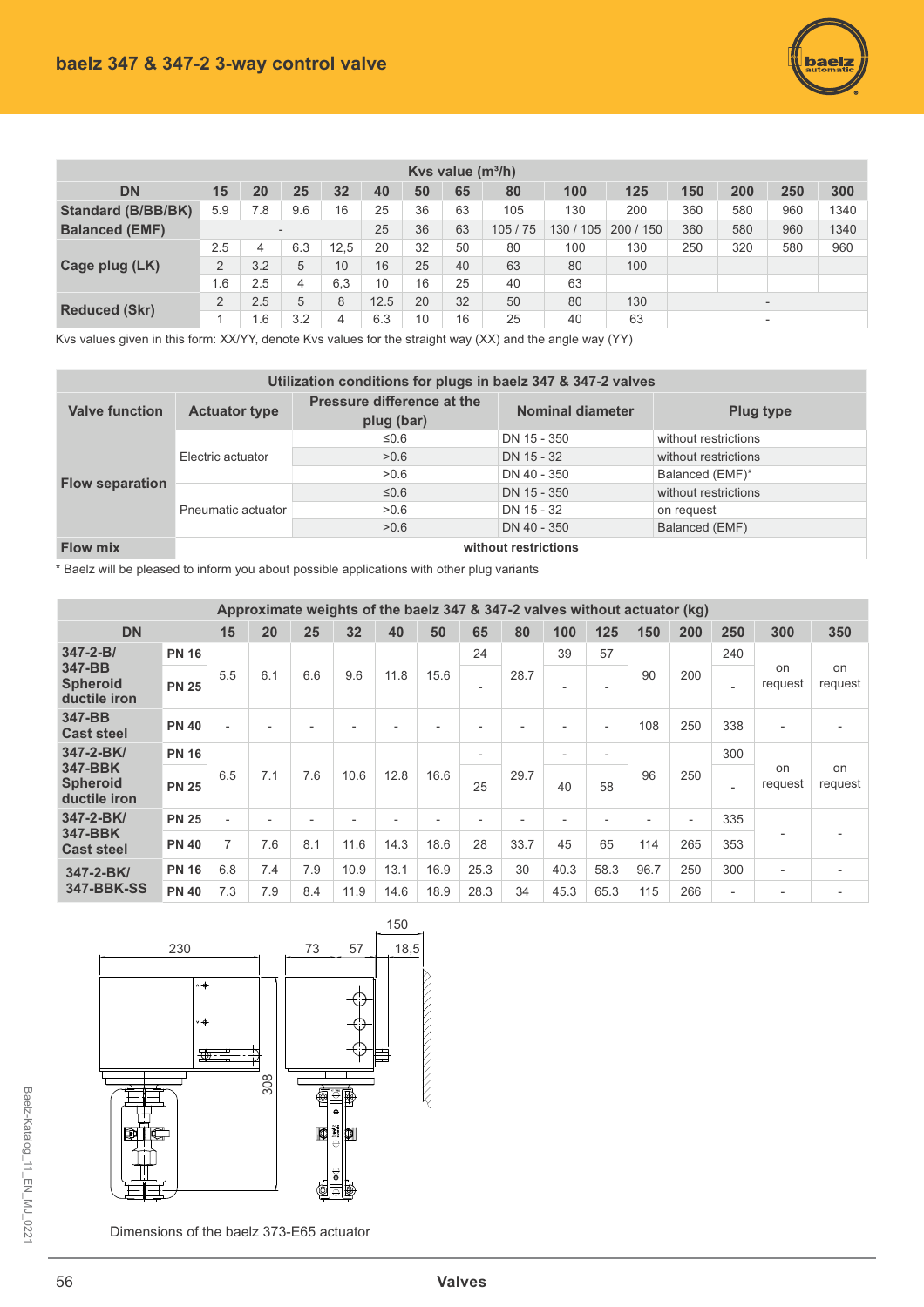| Kvs value (m³/h) | | | | | | | | | | | | | | |
|---|---|---|---|---|---|---|---|---|---|---|---|---|---|---|
| **DN** | **15** | **20** | **25** | **32** | **40** | **50** | **65** | **80** | **100** | **125** | **150** | **200** | **250** | **300** |
| **Standard (B/BB/BK)** | 5.9 | 7.8 | 9.6 | 16 | 25 | 36 | 63 | 105 | 130 | 200 | 360 | 580 | 960 | 1340 |
| **Balanced (EMF)** | - | | | | 25 | 36 | 63 | 105 / 75 | 130 / 105 | 200 / 150 | 360 | 580 | 960 | 1340 |
| **Cage plug (LK)** | 2.5 | 4 | 6.3 | 12,5 | 20 | 32 | 50 | 80 | 100 | 130 | 250 | 320 | 580 | 960 |
| | 2 | 3.2 | 5 | 10 | 16 | 25 | 40 | 63 | 80 | 100 | | | | |
| | 1.6 | 2.5 | 4 | 6,3 | 10 | 16 | 25 | 40 | 63 | | | | | |
| **Reduced (Skr)** | 2 | 2.5 | 5 | 8 | 12.5 | 20 | 32 | 50 | 80 | 130 | - | | | |
| | 1 | 1.6 | 3.2 | 4 | 6.3 | 10 | 16 | 25 | 40 | 63 | - | | | |

Kvs values given in this form: XX/YY, denote Kvs values for the straight way (XX) and the angle way (YY)

| Utilization conditions for plugs in baelz 347 & 347-2 valves | | | | |
|---|---|---|---|---|
| **Valve function** | **Actuator type** | **Pressure difference at the plug (bar)** | **Nominal diameter** | **Plug type** |
| **Flow separation** | Electric actuator | ≤0.6 | DN 15 - 350 | without restrictions |
| | | >0.6 | DN 15 - 32 | without restrictions |
| | | >0.6 | DN 40 - 350 | Balanced (EMF)* |
| | Pneumatic actuator | ≤0.6 | DN 15 - 350 | without restrictions |
| | | >0.6 | DN 15 - 32 | on request |
| | | >0.6 | DN 40 - 350 | Balanced (EMF) |
| **Flow mix** | **without restrictions** | | | |

\* Baelz will be pleased to inform you about possible applications with other plug variants

| Approximate weights of the baelz 347 & 347-2 valves without actuator (kg) | | | | | | | | | | | | | | | | |
|---|---|---|---|---|---|---|---|---|---|---|---|---|---|---|---|---|
| **DN** | | **15** | **20** | **25** | **32** | **40** | **50** | **65** | **80** | **100** | **125** | **150** | **200** | **250** | **300** | **350** |
| **347-2-B/ 347-BB Spheroid ductile iron** | **PN 16** | 5.5 | 6.1 | 6.6 | 9.6 | 11.8 | 15.6 | 24 | 28.7 | 39 | 57 | 90 | 200 | 240 | on request | on request |
| | **PN 25** | | | | | | | - | | - | - | | | - | | |
| **347-BB Cast steel** | **PN 40** | - | - | - | - | - | - | - | - | - | - | 108 | 250 | 338 | - | - |
| **347-2-BK/ 347-BBK Spheroid ductile iron** | **PN 16** | 6.5 | 7.1 | 7.6 | 10.6 | 12.8 | 16.6 | - | 29.7 | - | - | 96 | 250 | 300 | on request | on request |
| | **PN 25** | | | | | | | 25 | | 40 | 58 | | | - | | |
| **347-2-BK/ 347-BBK Cast steel** | **PN 25** | - | - | - | - | - | - | - | - | - | - | - | - | 335 | - | - |
| | **PN 40** | 7 | 7.6 | 8.1 | 11.6 | 14.3 | 18.6 | 28 | 33.7 | 45 | 65 | 114 | 265 | 353 | | |
| **347-2-BK/ 347-BBK-SS** | **PN 16** | 6.8 | 7.4 | 7.9 | 10.9 | 13.1 | 16.9 | 25.3 | 30 | 40.3 | 58.3 | 96.7 | 250 | 300 | - | - |
| | **PN 40** | 7.3 | 7.9 | 8.4 | 11.9 | 14.6 | 18.9 | 28.3 | 34 | 45.3 | 65.3 | 115 | 266 | - | - | - |

Dimensions of the baelz 373-E65 actuator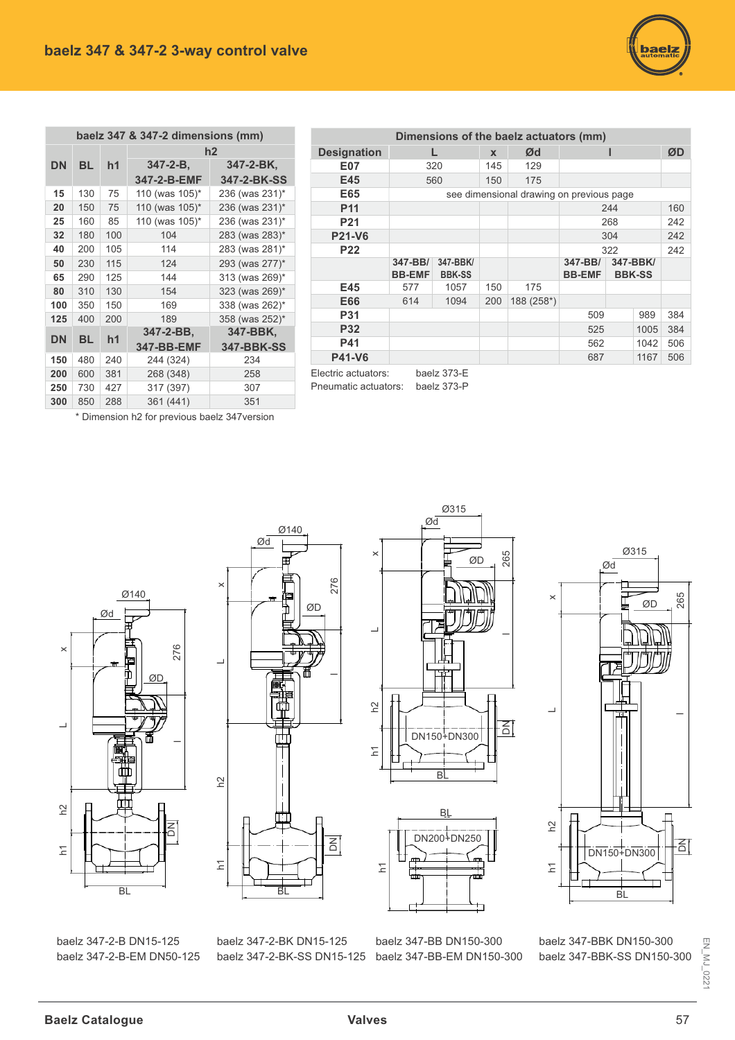# baelz 347 & 347-2 3-way control valve

| baelz 347 & 347-2 dimensions (mm) | | | | |
|---|---|---|---|---|
| | | | h2 | |
| DN | BL | h1 | 347-2-B, 347-2-B-EMF | 347-2-BK, 347-2-BK-SS |
| 15 | 130 | 75 | 110 (was 105)* | 236 (was 231)* |
| 20 | 150 | 75 | 110 (was 105)* | 236 (was 231)* |
| 25 | 160 | 85 | 110 (was 105)* | 236 (was 231)* |
| 32 | 180 | 100 | 104 | 283 (was 283)* |
| 40 | 200 | 105 | 114 | 283 (was 281)* |
| 50 | 230 | 115 | 124 | 293 (was 277)* |
| 65 | 290 | 125 | 144 | 313 (was 269)* |
| 80 | 310 | 130 | 154 | 323 (was 269)* |
| 100 | 350 | 150 | 169 | 338 (was 262)* |
| 125 | 400 | 200 | 189 | 358 (was 252)* |
| DN | BL | h1 | 347-2-BB, 347-BB-EMF | 347-BBK, 347-BBK-SS |
| 150 | 480 | 240 | 244 (324) | 234 |
| 200 | 600 | 381 | 268 (348) | 258 |
| 250 | 730 | 427 | 317 (397) | 307 |
| 300 | 850 | 288 | 361 (441) | 351 |

\* Dimension h2 for previous baelz 347version

| Dimensions of the baelz actuators (mm) | | | | | | |
|---|---|---|---|---|---|---|
| Designation | L | | x | Ød | l | | ØD |
| E07 | 320 | | 145 | 129 | | | |
| E45 | 560 | | 150 | 175 | | | |
| E65 | see dimensional drawing on previous page | | | | | | |
| P11 | | | | | 244 | | 160 |
| P21 | | | | | 268 | | 242 |
| P21-V6 | | | | | 304 | | 242 |
| P22 | | | | | 322 | | 242 |
| | 347-BB/ BB-EMF | 347-BBK/ BBK-SS | | | 347-BB/ BB-EMF | 347-BBK/ BBK-SS | |
| E45 | 577 | 1057 | 150 | 175 | | | |
| E66 | 614 | 1094 | 200 | 188 (258*) | | | |
| P31 | | | | | 509 | 989 | 384 |
| P32 | | | | | 525 | 1005 | 384 |
| P41 | | | | | 562 | 1042 | 506 |
| P41-V6 | | | | | 687 | 1167 | 506 |

Electric actuators: baelz 373-E
Pneumatic actuators: baelz 373-P

baelz 347-2-B DN15-125
baelz 347-2-B-EM DN50-125

baelz 347-2-BK DN15-125
baelz 347-2-BK-SS DN15-125

baelz 347-BB DN150-300
baelz 347-BB-EM DN150-300

baelz 347-BBK DN150-300
baelz 347-BBK-SS DN150-300

EN_MJ_0221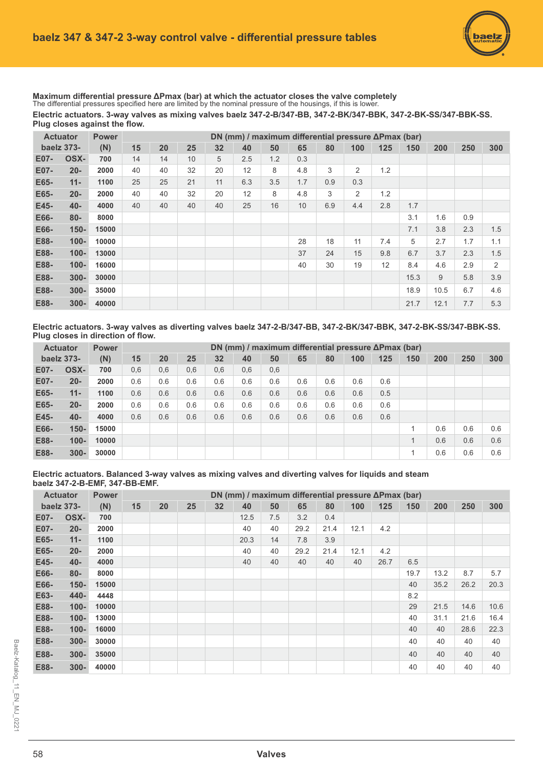## baelz 347 & 347-2 3-way control valve - differential pressure tables

**Maximum differential pressure ΔPmax (bar) at which the actuator closes the valve completely**
The differential pressures specified here are limited by the nominal pressure of the housings, if this is lower.

**Electric actuators. 3-way valves as mixing valves baelz 347-2-B/347-BB, 347-2-BK/347-BBK, 347-2-BK-SS/347-BBK-SS. Plug closes against the flow.**

| Actuator baelz 373- | | Power (N) | DN (mm) / maximum differential pressure ΔPmax (bar) | | | | | | | | | | | | | |
|---|---|---|---|---|---|---|---|---|---|---|---|---|---|---|---|---|
| | | | 15 | 20 | 25 | 32 | 40 | 50 | 65 | 80 | 100 | 125 | 150 | 200 | 250 | 300 |
| E07- | OSX- | 700 | 14 | 14 | 10 | 5 | 2.5 | 1.2 | 0.3 | | | | | | | |
| E07- | 20- | 2000 | 40 | 40 | 32 | 20 | 12 | 8 | 4.8 | 3 | 2 | 1.2 | | | | |
| E65- | 11- | 1100 | 25 | 25 | 21 | 11 | 6.3 | 3.5 | 1.7 | 0.9 | 0.3 | | | | | |
| E65- | 20- | 2000 | 40 | 40 | 32 | 20 | 12 | 8 | 4.8 | 3 | 2 | 1.2 | | | | |
| E45- | 40- | 4000 | 40 | 40 | 40 | 40 | 25 | 16 | 10 | 6.9 | 4.4 | 2.8 | 1.7 | | | |
| E66- | 80- | 8000 | | | | | | | | | | | 3.1 | 1.6 | 0.9 | |
| E66- | 150- | 15000 | | | | | | | | | | | 7.1 | 3.8 | 2.3 | 1.5 |
| E88- | 100- | 10000 | | | | | | | 28 | 18 | 11 | 7.4 | 5 | 2.7 | 1.7 | 1.1 |
| E88- | 100- | 13000 | | | | | | | 37 | 24 | 15 | 9.8 | 6.7 | 3.7 | 2.3 | 1.5 |
| E88- | 100- | 16000 | | | | | | | 40 | 30 | 19 | 12 | 8.4 | 4.6 | 2.9 | 2 |
| E88- | 300- | 30000 | | | | | | | | | | | 15.3 | 9 | 5.8 | 3.9 |
| E88- | 300- | 35000 | | | | | | | | | | | 18.9 | 10.5 | 6.7 | 4.6 |
| E88- | 300- | 40000 | | | | | | | | | | | 21.7 | 12.1 | 7.7 | 5.3 |

**Electric actuators. 3-way valves as diverting valves baelz 347-2-B/347-BB, 347-2-BK/347-BBK, 347-2-BK-SS/347-BBK-SS. Plug closes in direction of flow.**

| Actuator baelz 373- | | Power (N) | DN (mm) / maximum differential pressure ΔPmax (bar) | | | | | | | | | | | | | |
|---|---|---|---|---|---|---|---|---|---|---|---|---|---|---|---|---|
| | | | 15 | 20 | 25 | 32 | 40 | 50 | 65 | 80 | 100 | 125 | 150 | 200 | 250 | 300 |
| E07- | OSX- | 700 | 0,6 | 0,6 | 0,6 | 0,6 | 0,6 | 0,6 | | | | | | | | |
| E07- | 20- | 2000 | 0.6 | 0.6 | 0.6 | 0.6 | 0.6 | 0.6 | 0.6 | 0.6 | 0.6 | 0.6 | | | | |
| E65- | 11- | 1100 | 0.6 | 0.6 | 0.6 | 0.6 | 0.6 | 0.6 | 0.6 | 0.6 | 0.6 | 0.5 | | | | |
| E65- | 20- | 2000 | 0.6 | 0.6 | 0.6 | 0.6 | 0.6 | 0.6 | 0.6 | 0.6 | 0.6 | 0.6 | | | | |
| E45- | 40- | 4000 | 0.6 | 0.6 | 0.6 | 0.6 | 0.6 | 0.6 | 0.6 | 0.6 | 0.6 | 0.6 | | | | |
| E66- | 150- | 15000 | | | | | | | | | | | 1 | 0.6 | 0.6 | 0.6 |
| E88- | 100- | 10000 | | | | | | | | | | | 1 | 0.6 | 0.6 | 0.6 |
| E88- | 300- | 30000 | | | | | | | | | | | 1 | 0.6 | 0.6 | 0.6 |

**Electric actuators. Balanced 3-way valves as mixing valves and diverting valves for liquids and steam baelz 347-2-B-EMF, 347-BB-EMF.**

| Actuator baelz 373- | | Power (N) | DN (mm) / maximum differential pressure ΔPmax (bar) | | | | | | | | | | | | | |
|---|---|---|---|---|---|---|---|---|---|---|---|---|---|---|---|---|
| | | | 15 | 20 | 25 | 32 | 40 | 50 | 65 | 80 | 100 | 125 | 150 | 200 | 250 | 300 |
| E07- | OSX- | 700 | | | | | 12.5 | 7.5 | 3.2 | 0.4 | | | | | | |
| E07- | 20- | 2000 | | | | | 40 | 40 | 29.2 | 21.4 | 12.1 | 4.2 | | | | |
| E65- | 11- | 1100 | | | | | 20.3 | 14 | 7.8 | 3.9 | | | | | | |
| E65- | 20- | 2000 | | | | | 40 | 40 | 29.2 | 21.4 | 12.1 | 4.2 | | | | |
| E45- | 40- | 4000 | | | | | 40 | 40 | 40 | 40 | 40 | 26.7 | 6.5 | | | |
| E66- | 80- | 8000 | | | | | | | | | | | 19.7 | 13.2 | 8.7 | 5.7 |
| E66- | 150- | 15000 | | | | | | | | | | | 40 | 35.2 | 26.2 | 20.3 |
| E63- | 440- | 4448 | | | | | | | | | | | 8.2 | | | |
| E88- | 100- | 10000 | | | | | | | | | | | 29 | 21.5 | 14.6 | 10.6 |
| E88- | 100- | 13000 | | | | | | | | | | | 40 | 31.1 | 21.6 | 16.4 |
| E88- | 100- | 16000 | | | | | | | | | | | 40 | 40 | 28.6 | 22.3 |
| E88- | 300- | 30000 | | | | | | | | | | | 40 | 40 | 40 | 40 |
| E88- | 300- | 35000 | | | | | | | | | | | 40 | 40 | 40 | 40 |
| E88- | 300- | 40000 | | | | | | | | | | | 40 | 40 | 40 | 40 |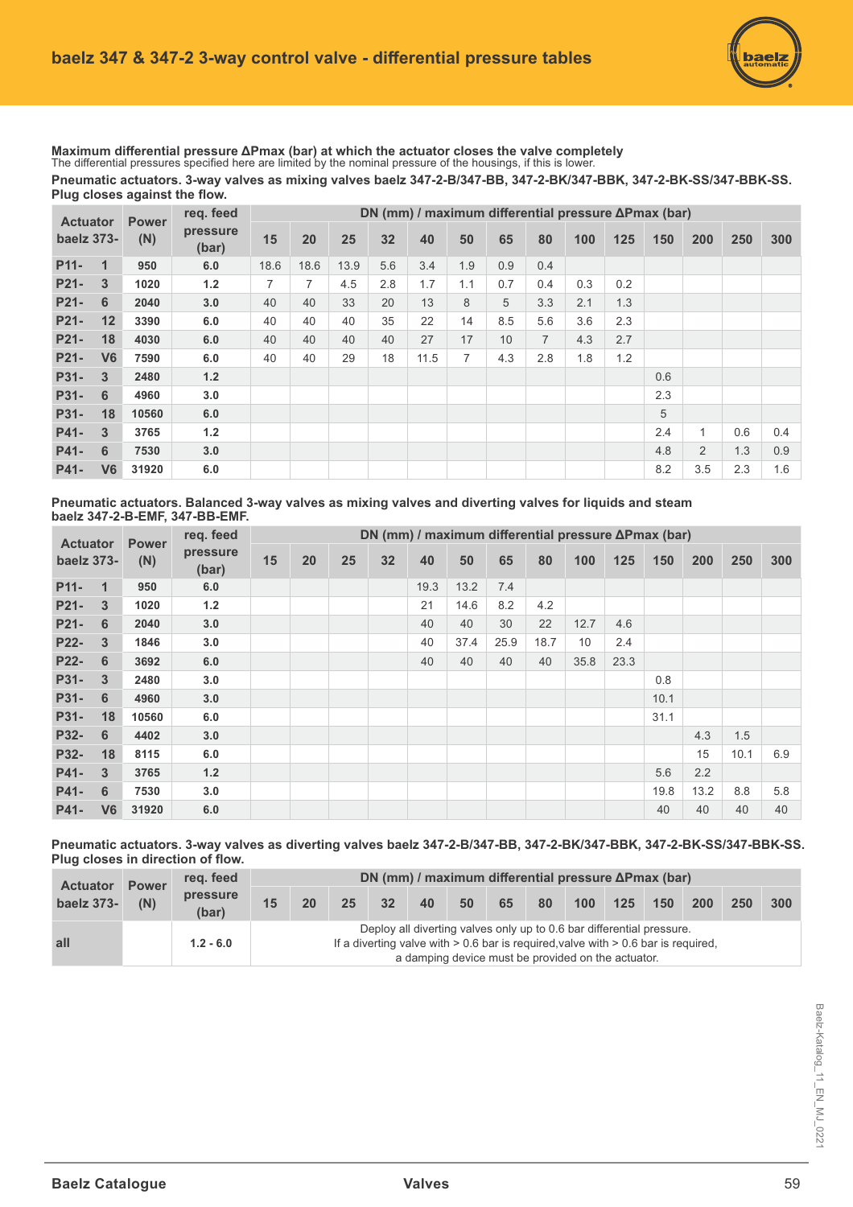## baelz 347 & 347-2 3-way control valve - differential pressure tables

**Maximum differential pressure ΔPmax (bar) at which the actuator closes the valve completely**
The differential pressures specified here are limited by the nominal pressure of the housings, if this is lower.

**Pneumatic actuators. 3-way valves as mixing valves baelz 347-2-B/347-BB, 347-2-BK/347-BBK, 347-2-BK-SS/347-BBK-SS. Plug closes against the flow.**

| Actuator baelz 373- | Power (N) | req. feed pressure (bar) | DN (mm) / maximum differential pressure ΔPmax (bar) | | | | | | | | | | | | | |
|---|---|---|---|---|---|---|---|---|---|---|---|---|---|---|---|---|
| | | | 15 | 20 | 25 | 32 | 40 | 50 | 65 | 80 | 100 | 125 | 150 | 200 | 250 | 300 |
| P11- 1 | 950 | 6.0 | 18.6 | 18.6 | 13.9 | 5.6 | 3.4 | 1.9 | 0.9 | 0.4 | | | | | | |
| P21- 3 | 1020 | 1.2 | 7 | 7 | 4.5 | 2.8 | 1.7 | 1.1 | 0.7 | 0.4 | 0.3 | 0.2 | | | | |
| P21- 6 | 2040 | 3.0 | 40 | 40 | 33 | 20 | 13 | 8 | 5 | 3.3 | 2.1 | 1.3 | | | | |
| P21- 12 | 3390 | 6.0 | 40 | 40 | 40 | 35 | 22 | 14 | 8.5 | 5.6 | 3.6 | 2.3 | | | | |
| P21- 18 | 4030 | 6.0 | 40 | 40 | 40 | 40 | 27 | 17 | 10 | 7 | 4.3 | 2.7 | | | | |
| P21- V6 | 7590 | 6.0 | 40 | 40 | 29 | 18 | 11.5 | 7 | 4.3 | 2.8 | 1.8 | 1.2 | | | | |
| P31- 3 | 2480 | 1.2 | | | | | | | | | | | 0.6 | | | |
| P31- 6 | 4960 | 3.0 | | | | | | | | | | | 2.3 | | | |
| P31- 18 | 10560 | 6.0 | | | | | | | | | | | 5 | | | |
| P41- 3 | 3765 | 1.2 | | | | | | | | | | | 2.4 | 1 | 0.6 | 0.4 |
| P41- 6 | 7530 | 3.0 | | | | | | | | | | | 4.8 | 2 | 1.3 | 0.9 |
| P41- V6 | 31920 | 6.0 | | | | | | | | | | | 8.2 | 3.5 | 2.3 | 1.6 |

**Pneumatic actuators. Balanced 3-way valves as mixing valves and diverting valves for liquids and steam baelz 347-2-B-EMF, 347-BB-EMF.**

| Actuator baelz 373- | Power (N) | req. feed pressure (bar) | DN (mm) / maximum differential pressure ΔPmax (bar) | | | | | | | | | | | | | |
|---|---|---|---|---|---|---|---|---|---|---|---|---|---|---|---|---|
| | | | 15 | 20 | 25 | 32 | 40 | 50 | 65 | 80 | 100 | 125 | 150 | 200 | 250 | 300 |
| P11- 1 | 950 | 6.0 | | | | | 19.3 | 13.2 | 7.4 | | | | | | | |
| P21- 3 | 1020 | 1.2 | | | | | 21 | 14.6 | 8.2 | 4.2 | | | | | | |
| P21- 6 | 2040 | 3.0 | | | | | 40 | 40 | 30 | 22 | 12.7 | 4.6 | | | | |
| P22- 3 | 1846 | 3.0 | | | | | 40 | 37.4 | 25.9 | 18.7 | 10 | 2.4 | | | | |
| P22- 6 | 3692 | 6.0 | | | | | 40 | 40 | 40 | 40 | 35.8 | 23.3 | | | | |
| P31- 3 | 2480 | 3.0 | | | | | | | | | | | 0.8 | | | |
| P31- 6 | 4960 | 3.0 | | | | | | | | | | | 10.1 | | | |
| P31- 18 | 10560 | 6.0 | | | | | | | | | | | 31.1 | | | |
| P32- 6 | 4402 | 3.0 | | | | | | | | | | | | 4.3 | 1.5 | |
| P32- 18 | 8115 | 6.0 | | | | | | | | | | | | 15 | 10.1 | 6.9 |
| P41- 3 | 3765 | 1.2 | | | | | | | | | | | 5.6 | 2.2 | | |
| P41- 6 | 7530 | 3.0 | | | | | | | | | | | 19.8 | 13.2 | 8.8 | 5.8 |
| P41- V6 | 31920 | 6.0 | | | | | | | | | | | 40 | 40 | 40 | 40 |

**Pneumatic actuators. 3-way valves as diverting valves baelz 347-2-B/347-BB, 347-2-BK/347-BBK, 347-2-BK-SS/347-BBK-SS. Plug closes in direction of flow.**

| Actuator baelz 373- | Power (N) | req. feed pressure (bar) | DN (mm) / maximum differential pressure ΔPmax (bar) | | | | | | | | | | | | | |
|---|---|---|---|---|---|---|---|---|---|---|---|---|---|---|---|---|
| | | | 15 | 20 | 25 | 32 | 40 | 50 | 65 | 80 | 100 | 125 | 150 | 200 | 250 | 300 |
| all | | 1.2 - 6.0 | Deploy all diverting valves only up to 0.6 bar differential pressure. If a diverting valve with > 0.6 bar is required,valve with > 0.6 bar is required, a damping device must be provided on the actuator. | | | | | | | | | | | | | |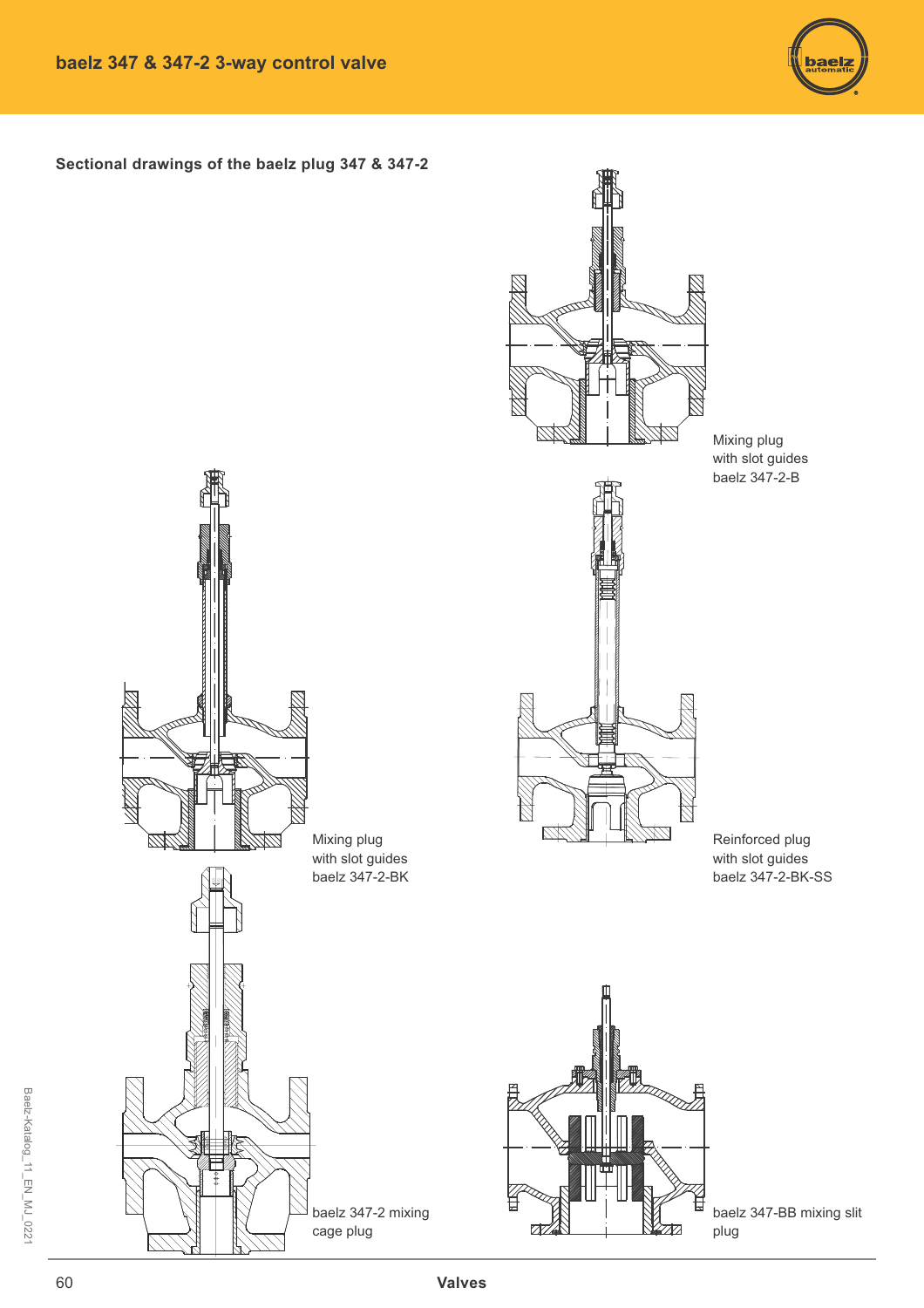## Sectional drawings of the baelz plug 347 & 347-2

Mixing plug
with slot guides
baelz 347-2-B

Mixing plug
with slot guides
baelz 347-2-BK

Reinforced plug
with slot guides
baelz 347-2-BK-SS

baelz 347-2 mixing
cage plug

baelz 347-BB mixing slit
plug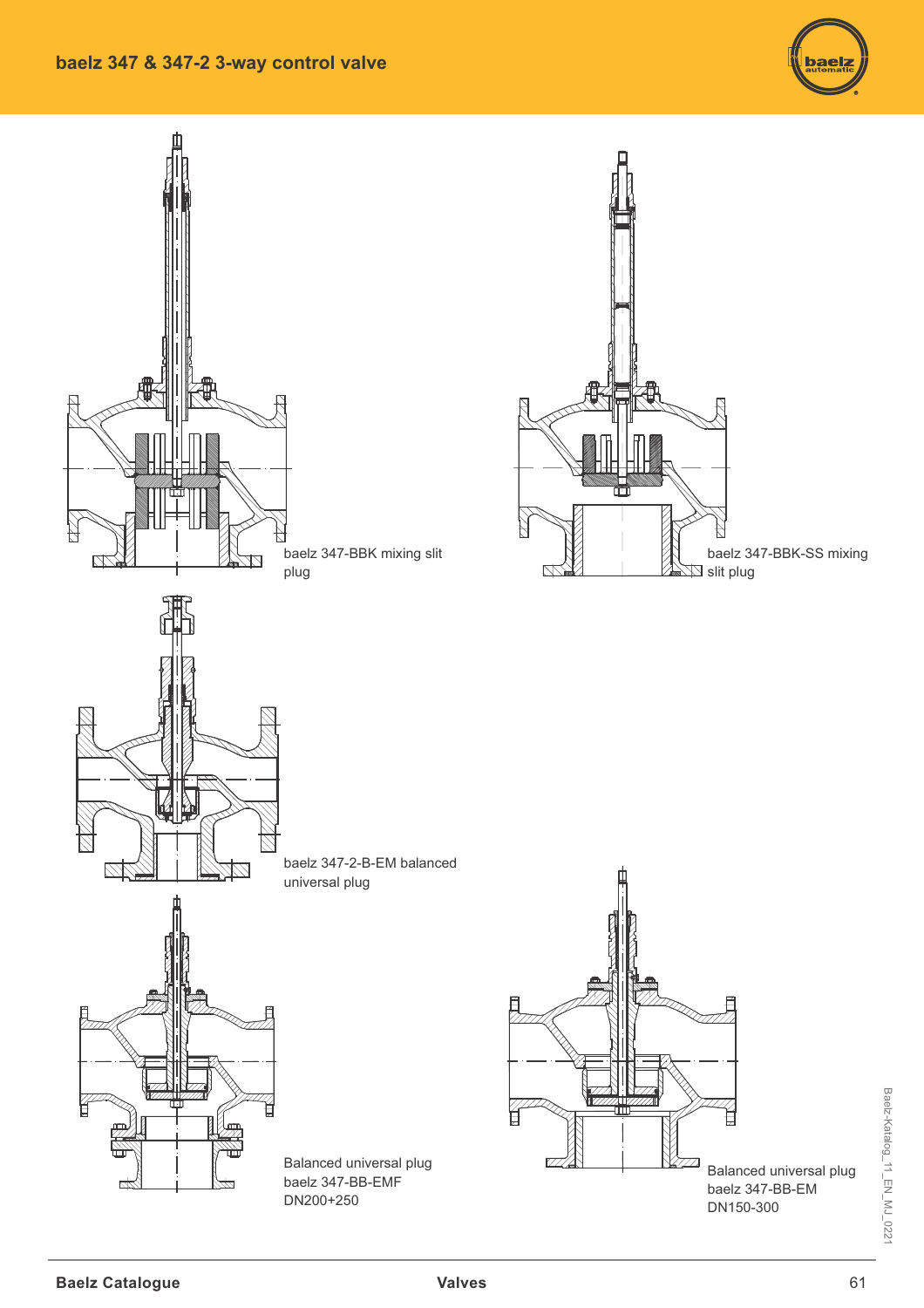# baelz 347 & 347-2 3-way control valve

baelz 347-BBK mixing slit plug

baelz 347-BBK-SS mixing slit plug

baelz 347-2-B-EM balanced universal plug

Balanced universal plug
baelz 347-BB-EMF
DN200+250

Balanced universal plug
baelz 347-BB-EM
DN150-300

Baelz-Katalog_11_EN_MJ_0221